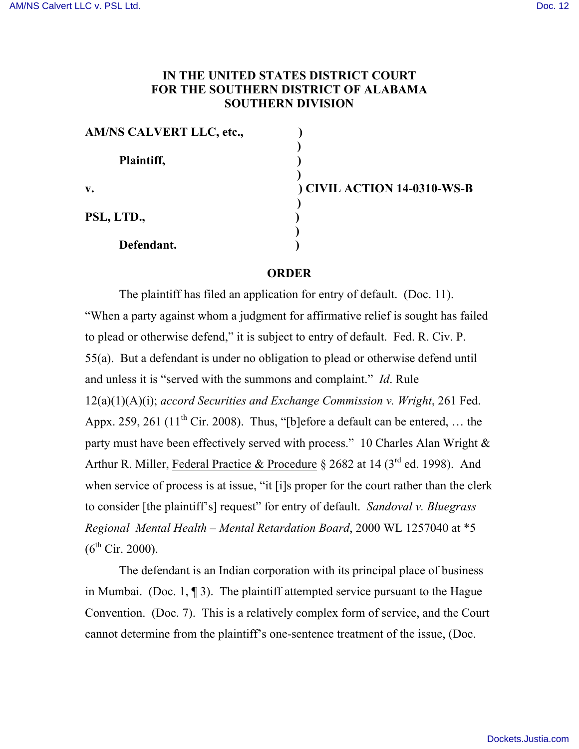**IN THE UNITED STATES DISTRICT COURT**
**FOR THE SOUTHERN DISTRICT OF ALABAMA**
**SOUTHERN DIVISION**

**AM/NS CALVERT LLC, etc.,** )
)
**Plaintiff,** )
)
**v.** ) **CIVIL ACTION 14-0310-WS-B**
)
**PSL, LTD.,** )
)
**Defendant.** )

**ORDER**

The plaintiff has filed an application for entry of default. (Doc. 11). "When a party against whom a judgment for affirmative relief is sought has failed to plead or otherwise defend," it is subject to entry of default. Fed. R. Civ. P. 55(a). But a defendant is under no obligation to plead or otherwise defend until and unless it is "served with the summons and complaint." *Id*. Rule 12(a)(1)(A)(i); *accord Securities and Exchange Commission v. Wright*, 261 Fed. Appx. 259, 261 (11th Cir. 2008). Thus, "[b]efore a default can be entered, … the party must have been effectively served with process." 10 Charles Alan Wright & Arthur R. Miller, Federal Practice & Procedure § 2682 at 14 (3rd ed. 1998). And when service of process is at issue, "it [i]s proper for the court rather than the clerk to consider [the plaintiff's] request" for entry of default. *Sandoval v. Bluegrass Regional Mental Health – Mental Retardation Board*, 2000 WL 1257040 at *5 (6th Cir. 2000).

The defendant is an Indian corporation with its principal place of business in Mumbai. (Doc. 1, ¶ 3). The plaintiff attempted service pursuant to the Hague Convention. (Doc. 7). This is a relatively complex form of service, and the Court cannot determine from the plaintiff's one-sentence treatment of the issue, (Doc.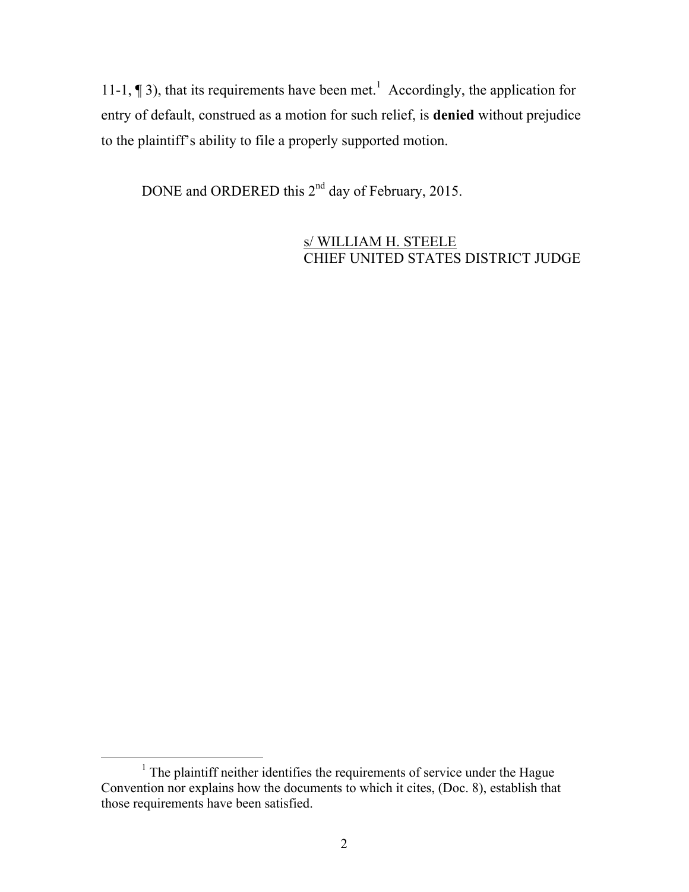11-1, ¶ 3), that its requirements have been met.[1] Accordingly, the application for entry of default, construed as a motion for such relief, is **denied** without prejudice to the plaintiff's ability to file a properly supported motion.

DONE and ORDERED this 2nd day of February, 2015.

s/ WILLIAM H. STEELE
CHIEF UNITED STATES DISTRICT JUDGE

---

[1] The plaintiff neither identifies the requirements of service under the Hague Convention nor explains how the documents to which it cites, (Doc. 8), establish that those requirements have been satisfied.